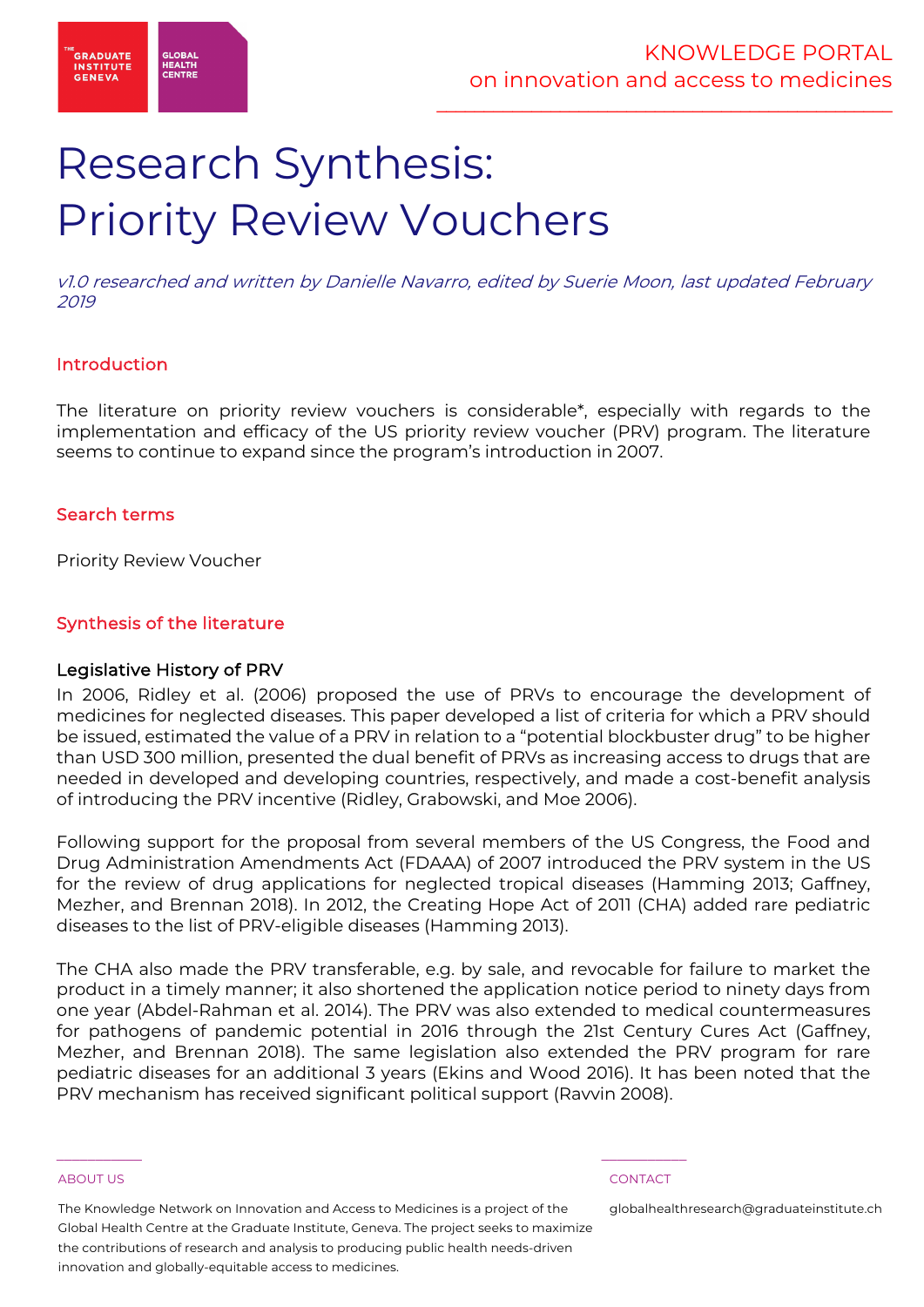# Research Synthesis: Priority Review Vouchers

*v1.0 researched and written by Danielle Navarro, edited by Suerie Moon, last updated February 2019*

## Introduction

The literature on priority review vouchers is considerable*, especially with regards to the implementation and efficacy of the US priority review voucher (PRV) program. The literature seems to continue to expand since the program's introduction in 2007.

## Search terms

Priority Review Voucher

## Synthesis of the literature

### Legislative History of PRV

In 2006, Ridley et al. (2006) proposed the use of PRVs to encourage the development of medicines for neglected diseases. This paper developed a list of criteria for which a PRV should be issued, estimated the value of a PRV in relation to a "potential blockbuster drug" to be higher than USD 300 million, presented the dual benefit of PRVs as increasing access to drugs that are needed in developed and developing countries, respectively, and made a cost-benefit analysis of introducing the PRV incentive (Ridley, Grabowski, and Moe 2006).

Following support for the proposal from several members of the US Congress, the Food and Drug Administration Amendments Act (FDAAA) of 2007 introduced the PRV system in the US for the review of drug applications for neglected tropical diseases (Hamming 2013; Gaffney, Mezher, and Brennan 2018). In 2012, the Creating Hope Act of 2011 (CHA) added rare pediatric diseases to the list of PRV-eligible diseases (Hamming 2013).

The CHA also made the PRV transferable, e.g. by sale, and revocable for failure to market the product in a timely manner; it also shortened the application notice period to ninety days from one year (Abdel-Rahman et al. 2014). The PRV was also extended to medical countermeasures for pathogens of pandemic potential in 2016 through the 21st Century Cures Act (Gaffney, Mezher, and Brennan 2018). The same legislation also extended the PRV program for rare pediatric diseases for an additional 3 years (Ekins and Wood 2016). It has been noted that the PRV mechanism has received significant political support (Ravvin 2008).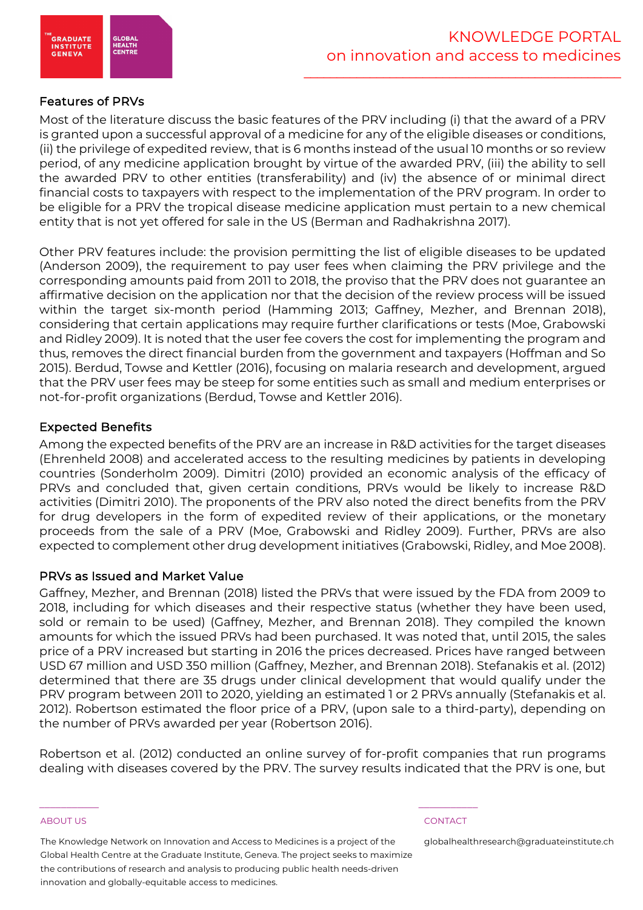### Features of PRVs

Most of the literature discuss the basic features of the PRV including (i) that the award of a PRV is granted upon a successful approval of a medicine for any of the eligible diseases or conditions, (ii) the privilege of expedited review, that is 6 months instead of the usual 10 months or so review period, of any medicine application brought by virtue of the awarded PRV, (iii) the ability to sell the awarded PRV to other entities (transferability) and (iv) the absence of or minimal direct financial costs to taxpayers with respect to the implementation of the PRV program. In order to be eligible for a PRV the tropical disease medicine application must pertain to a new chemical entity that is not yet offered for sale in the US (Berman and Radhakrishna 2017).

Other PRV features include: the provision permitting the list of eligible diseases to be updated (Anderson 2009), the requirement to pay user fees when claiming the PRV privilege and the corresponding amounts paid from 2011 to 2018, the proviso that the PRV does not guarantee an affirmative decision on the application nor that the decision of the review process will be issued within the target six-month period (Hamming 2013; Gaffney, Mezher, and Brennan 2018), considering that certain applications may require further clarifications or tests (Moe, Grabowski and Ridley 2009). It is noted that the user fee covers the cost for implementing the program and thus, removes the direct financial burden from the government and taxpayers (Hoffman and So 2015). Berdud, Towse and Kettler (2016), focusing on malaria research and development, argued that the PRV user fees may be steep for some entities such as small and medium enterprises or not-for-profit organizations (Berdud, Towse and Kettler 2016).

### Expected Benefits

Among the expected benefits of the PRV are an increase in R&D activities for the target diseases (Ehrenheld 2008) and accelerated access to the resulting medicines by patients in developing countries (Sonderholm 2009). Dimitri (2010) provided an economic analysis of the efficacy of PRVs and concluded that, given certain conditions, PRVs would be likely to increase R&D activities (Dimitri 2010). The proponents of the PRV also noted the direct benefits from the PRV for drug developers in the form of expedited review of their applications, or the monetary proceeds from the sale of a PRV (Moe, Grabowski and Ridley 2009). Further, PRVs are also expected to complement other drug development initiatives (Grabowski, Ridley, and Moe 2008).

### PRVs as Issued and Market Value

Gaffney, Mezher, and Brennan (2018) listed the PRVs that were issued by the FDA from 2009 to 2018, including for which diseases and their respective status (whether they have been used, sold or remain to be used) (Gaffney, Mezher, and Brennan 2018). They compiled the known amounts for which the issued PRVs had been purchased. It was noted that, until 2015, the sales price of a PRV increased but starting in 2016 the prices decreased. Prices have ranged between USD 67 million and USD 350 million (Gaffney, Mezher, and Brennan 2018). Stefanakis et al. (2012) determined that there are 35 drugs under clinical development that would qualify under the PRV program between 2011 to 2020, yielding an estimated 1 or 2 PRVs annually (Stefanakis et al. 2012). Robertson estimated the floor price of a PRV, (upon sale to a third-party), depending on the number of PRVs awarded per year (Robertson 2016).

Robertson et al. (2012) conducted an online survey of for-profit companies that run programs dealing with diseases covered by the PRV. The survey results indicated that the PRV is one, but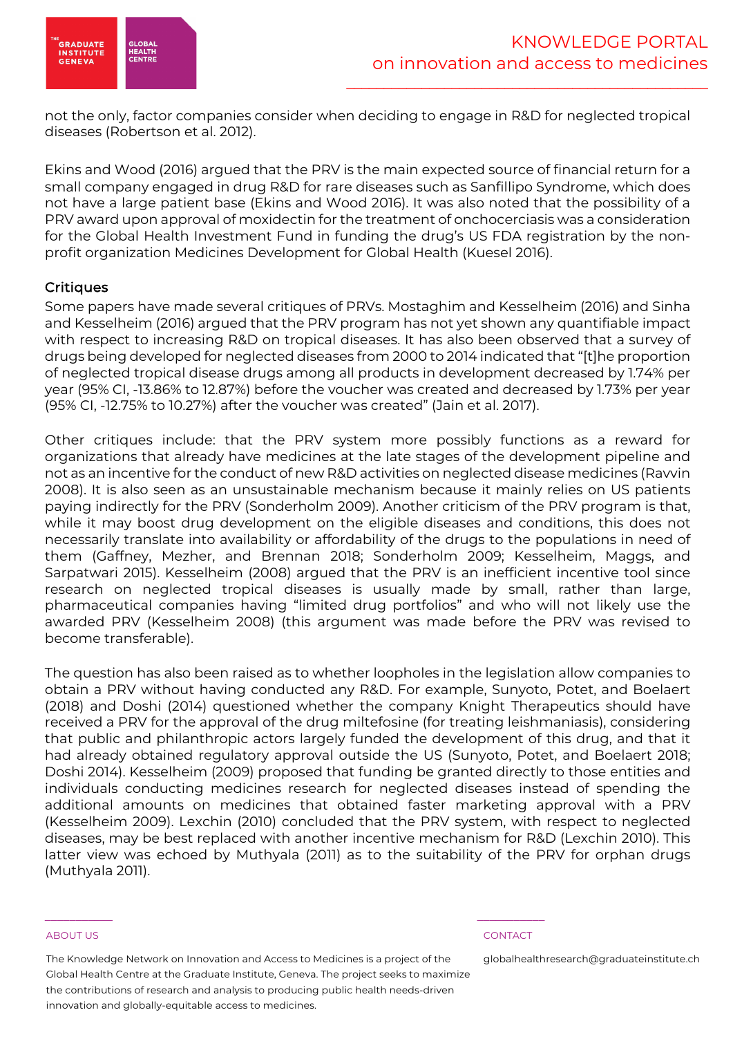not the only, factor companies consider when deciding to engage in R&D for neglected tropical diseases (Robertson et al. 2012).

Ekins and Wood (2016) argued that the PRV is the main expected source of financial return for a small company engaged in drug R&D for rare diseases such as Sanfillipo Syndrome, which does not have a large patient base (Ekins and Wood 2016). It was also noted that the possibility of a PRV award upon approval of moxidectin for the treatment of onchocerciasis was a consideration for the Global Health Investment Fund in funding the drug's US FDA registration by the non-profit organization Medicines Development for Global Health (Kuesel 2016).

### Critiques

Some papers have made several critiques of PRVs. Mostaghim and Kesselheim (2016) and Sinha and Kesselheim (2016) argued that the PRV program has not yet shown any quantifiable impact with respect to increasing R&D on tropical diseases. It has also been observed that a survey of drugs being developed for neglected diseases from 2000 to 2014 indicated that "[t]he proportion of neglected tropical disease drugs among all products in development decreased by 1.74% per year (95% CI, -13.86% to 12.87%) before the voucher was created and decreased by 1.73% per year (95% CI, -12.75% to 10.27%) after the voucher was created" (Jain et al. 2017).

Other critiques include: that the PRV system more possibly functions as a reward for organizations that already have medicines at the late stages of the development pipeline and not as an incentive for the conduct of new R&D activities on neglected disease medicines (Ravvin 2008). It is also seen as an unsustainable mechanism because it mainly relies on US patients paying indirectly for the PRV (Sonderholm 2009). Another criticism of the PRV program is that, while it may boost drug development on the eligible diseases and conditions, this does not necessarily translate into availability or affordability of the drugs to the populations in need of them (Gaffney, Mezher, and Brennan 2018; Sonderholm 2009; Kesselheim, Maggs, and Sarpatwari 2015). Kesselheim (2008) argued that the PRV is an inefficient incentive tool since research on neglected tropical diseases is usually made by small, rather than large, pharmaceutical companies having "limited drug portfolios" and who will not likely use the awarded PRV (Kesselheim 2008) (this argument was made before the PRV was revised to become transferable).

The question has also been raised as to whether loopholes in the legislation allow companies to obtain a PRV without having conducted any R&D. For example, Sunyoto, Potet, and Boelaert (2018) and Doshi (2014) questioned whether the company Knight Therapeutics should have received a PRV for the approval of the drug miltefosine (for treating leishmaniasis), considering that public and philanthropic actors largely funded the development of this drug, and that it had already obtained regulatory approval outside the US (Sunyoto, Potet, and Boelaert 2018; Doshi 2014). Kesselheim (2009) proposed that funding be granted directly to those entities and individuals conducting medicines research for neglected diseases instead of spending the additional amounts on medicines that obtained faster marketing approval with a PRV (Kesselheim 2009). Lexchin (2010) concluded that the PRV system, with respect to neglected diseases, may be best replaced with another incentive mechanism for R&D (Lexchin 2010). This latter view was echoed by Muthyala (2011) as to the suitability of the PRV for orphan drugs (Muthyala 2011).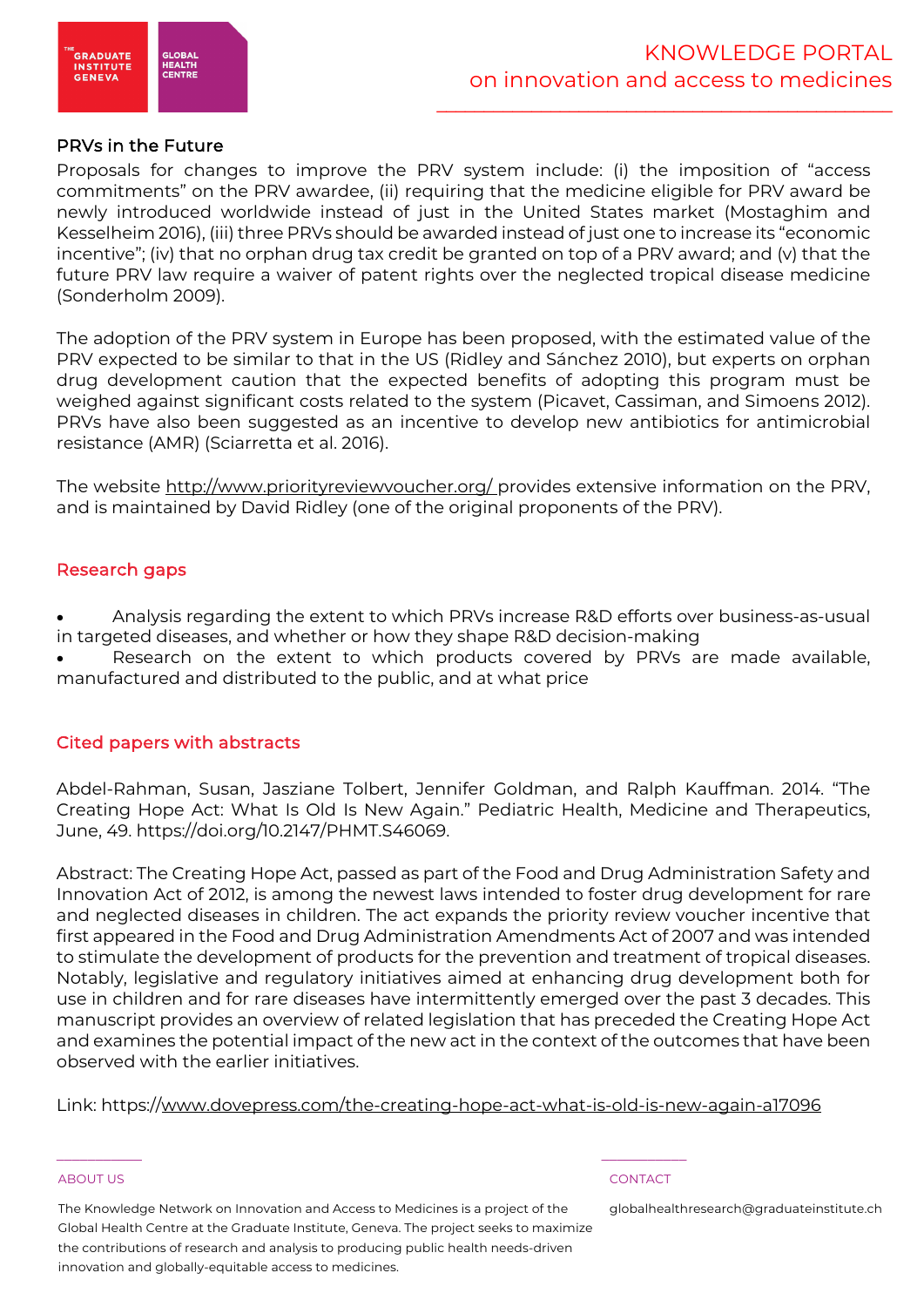### PRVs in the Future

Proposals for changes to improve the PRV system include: (i) the imposition of "access commitments" on the PRV awardee, (ii) requiring that the medicine eligible for PRV award be newly introduced worldwide instead of just in the United States market (Mostaghim and Kesselheim 2016), (iii) three PRVs should be awarded instead of just one to increase its "economic incentive"; (iv) that no orphan drug tax credit be granted on top of a PRV award; and (v) that the future PRV law require a waiver of patent rights over the neglected tropical disease medicine (Sonderholm 2009).

The adoption of the PRV system in Europe has been proposed, with the estimated value of the PRV expected to be similar to that in the US (Ridley and Sánchez 2010), but experts on orphan drug development caution that the expected benefits of adopting this program must be weighed against significant costs related to the system (Picavet, Cassiman, and Simoens 2012). PRVs have also been suggested as an incentive to develop new antibiotics for antimicrobial resistance (AMR) (Sciarretta et al. 2016).

The website http://www.priorityreviewvoucher.org/ provides extensive information on the PRV, and is maintained by David Ridley (one of the original proponents of the PRV).

## Research gaps

- Analysis regarding the extent to which PRVs increase R&D efforts over business-as-usual in targeted diseases, and whether or how they shape R&D decision-making
- Research on the extent to which products covered by PRVs are made available, manufactured and distributed to the public, and at what price

## Cited papers with abstracts

Abdel-Rahman, Susan, Jasziane Tolbert, Jennifer Goldman, and Ralph Kauffman. 2014. "The Creating Hope Act: What Is Old Is New Again." Pediatric Health, Medicine and Therapeutics, June, 49. https://doi.org/10.2147/PHMT.S46069.

Abstract: The Creating Hope Act, passed as part of the Food and Drug Administration Safety and Innovation Act of 2012, is among the newest laws intended to foster drug development for rare and neglected diseases in children. The act expands the priority review voucher incentive that first appeared in the Food and Drug Administration Amendments Act of 2007 and was intended to stimulate the development of products for the prevention and treatment of tropical diseases. Notably, legislative and regulatory initiatives aimed at enhancing drug development both for use in children and for rare diseases have intermittently emerged over the past 3 decades. This manuscript provides an overview of related legislation that has preceded the Creating Hope Act and examines the potential impact of the new act in the context of the outcomes that have been observed with the earlier initiatives.

Link: https://www.dovepress.com/the-creating-hope-act-what-is-old-is-new-again-a17096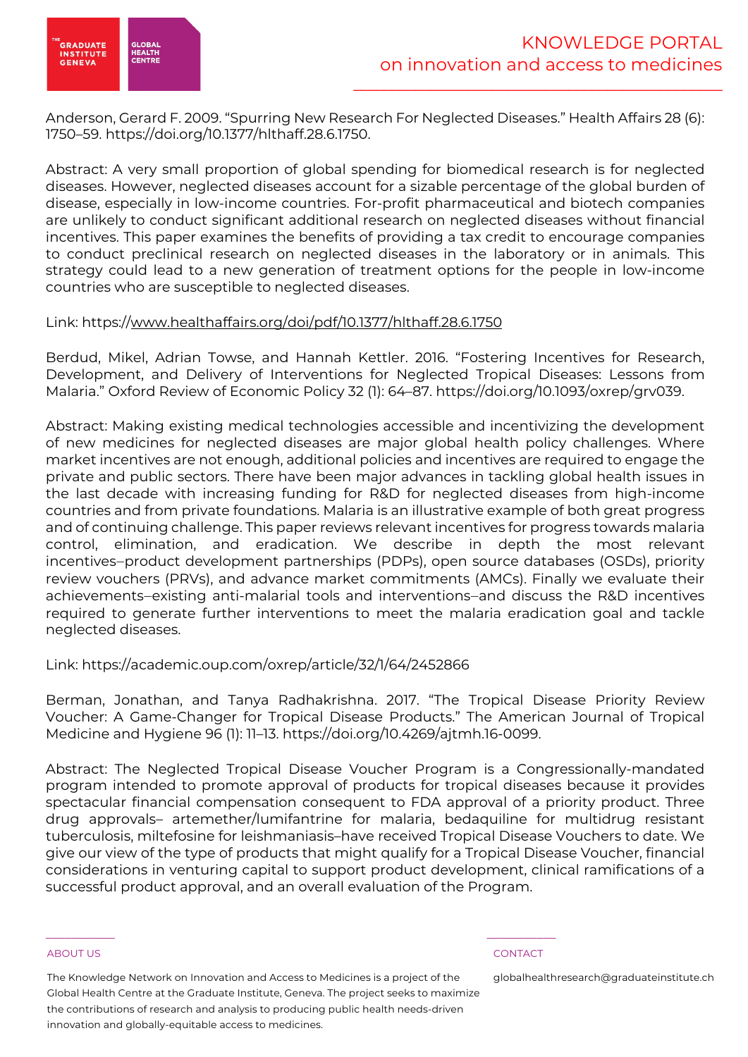Anderson, Gerard F. 2009. "Spurring New Research For Neglected Diseases." Health Affairs 28 (6): 1750–59. https://doi.org/10.1377/hlthaff.28.6.1750.

Abstract: A very small proportion of global spending for biomedical research is for neglected diseases. However, neglected diseases account for a sizable percentage of the global burden of disease, especially in low-income countries. For-profit pharmaceutical and biotech companies are unlikely to conduct significant additional research on neglected diseases without financial incentives. This paper examines the benefits of providing a tax credit to encourage companies to conduct preclinical research on neglected diseases in the laboratory or in animals. This strategy could lead to a new generation of treatment options for the people in low-income countries who are susceptible to neglected diseases.

Link: https://www.healthaffairs.org/doi/pdf/10.1377/hlthaff.28.6.1750

Berdud, Mikel, Adrian Towse, and Hannah Kettler. 2016. "Fostering Incentives for Research, Development, and Delivery of Interventions for Neglected Tropical Diseases: Lessons from Malaria." Oxford Review of Economic Policy 32 (1): 64–87. https://doi.org/10.1093/oxrep/grv039.

Abstract: Making existing medical technologies accessible and incentivizing the development of new medicines for neglected diseases are major global health policy challenges. Where market incentives are not enough, additional policies and incentives are required to engage the private and public sectors. There have been major advances in tackling global health issues in the last decade with increasing funding for R&D for neglected diseases from high-income countries and from private foundations. Malaria is an illustrative example of both great progress and of continuing challenge. This paper reviews relevant incentives for progress towards malaria control, elimination, and eradication. We describe in depth the most relevant incentives–product development partnerships (PDPs), open source databases (OSDs), priority review vouchers (PRVs), and advance market commitments (AMCs). Finally we evaluate their achievements–existing anti-malarial tools and interventions–and discuss the R&D incentives required to generate further interventions to meet the malaria eradication goal and tackle neglected diseases.

Link: https://academic.oup.com/oxrep/article/32/1/64/2452866

Berman, Jonathan, and Tanya Radhakrishna. 2017. "The Tropical Disease Priority Review Voucher: A Game-Changer for Tropical Disease Products." The American Journal of Tropical Medicine and Hygiene 96 (1): 11–13. https://doi.org/10.4269/ajtmh.16-0099.

Abstract: The Neglected Tropical Disease Voucher Program is a Congressionally-mandated program intended to promote approval of products for tropical diseases because it provides spectacular financial compensation consequent to FDA approval of a priority product. Three drug approvals– artemether/lumifantrine for malaria, bedaquiline for multidrug resistant tuberculosis, miltefosine for leishmaniasis–have received Tropical Disease Vouchers to date. We give our view of the type of products that might qualify for a Tropical Disease Voucher, financial considerations in venturing capital to support product development, clinical ramifications of a successful product approval, and an overall evaluation of the Program.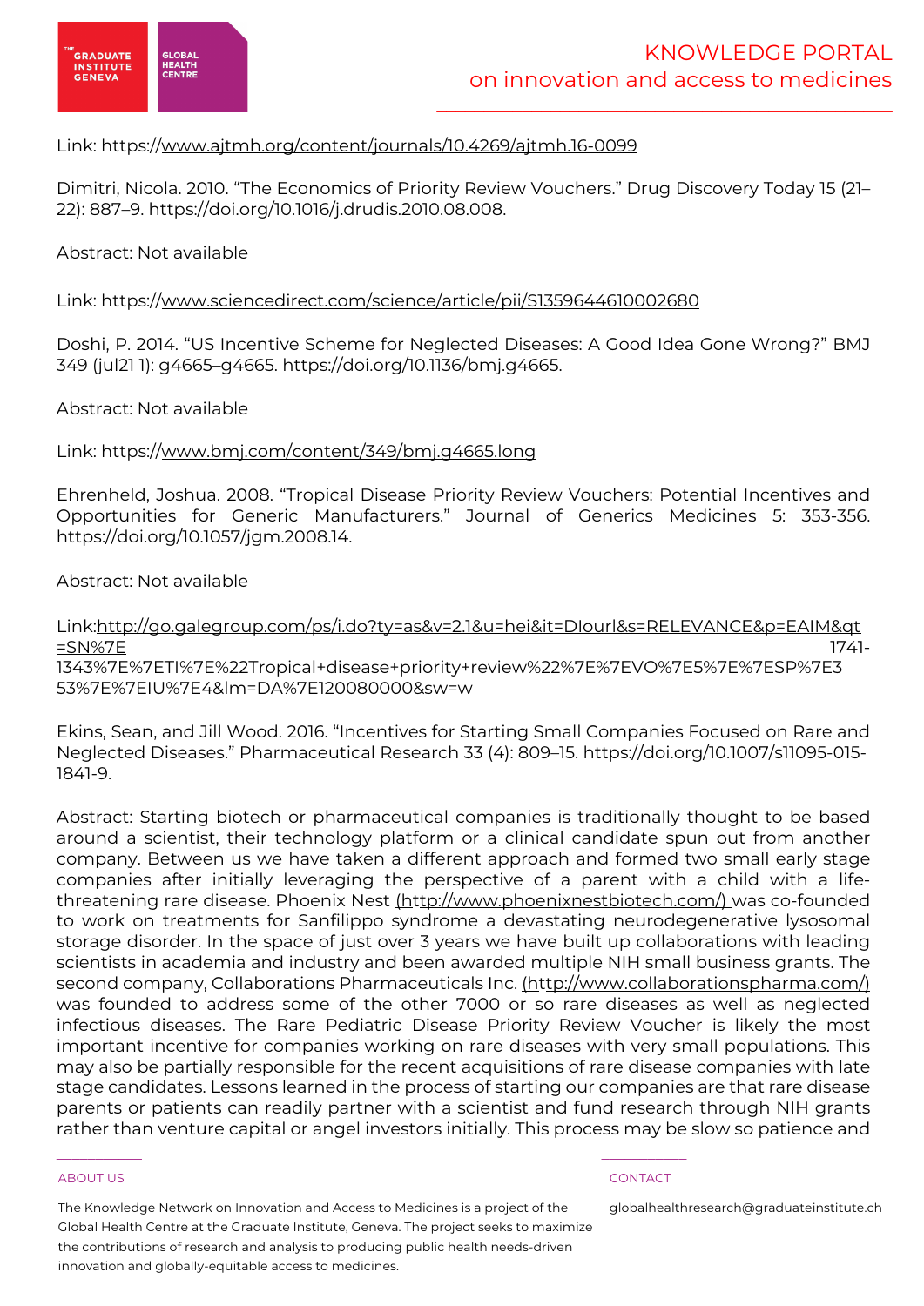Link: https://www.ajtmh.org/content/journals/10.4269/ajtmh.16-0099

Dimitri, Nicola. 2010. "The Economics of Priority Review Vouchers." Drug Discovery Today 15 (21–22): 887–9. https://doi.org/10.1016/j.drudis.2010.08.008.

Abstract: Not available

Link: https://www.sciencedirect.com/science/article/pii/S1359644610002680

Doshi, P. 2014. "US Incentive Scheme for Neglected Diseases: A Good Idea Gone Wrong?" BMJ 349 (jul21 1): g4665–g4665. https://doi.org/10.1136/bmj.g4665.

Abstract: Not available

Link: https://www.bmj.com/content/349/bmj.g4665.long

Ehrenheld, Joshua. 2008. "Tropical Disease Priority Review Vouchers: Potential Incentives and Opportunities for Generic Manufacturers." Journal of Generics Medicines 5: 353-356. https://doi.org/10.1057/jgm.2008.14.

Abstract: Not available

Link:http://go.galegroup.com/ps/i.do?ty=as&v=2.1&u=hei&it=DIourl&s=RELEVANCE&p=EAIM&qt=SN%7E 1741-1343%7E%7ETI%7E%22Tropical+disease+priority+review%22%7E%7EVO%7E5%7E%7ESP%7E353%7E%7EIU%7E4&lm=DA%7E120080000&sw=w

Ekins, Sean, and Jill Wood. 2016. "Incentives for Starting Small Companies Focused on Rare and Neglected Diseases." Pharmaceutical Research 33 (4): 809–15. https://doi.org/10.1007/s11095-015-1841-9.

Abstract: Starting biotech or pharmaceutical companies is traditionally thought to be based around a scientist, their technology platform or a clinical candidate spun out from another company. Between us we have taken a different approach and formed two small early stage companies after initially leveraging the perspective of a parent with a child with a life-threatening rare disease. Phoenix Nest (http://www.phoenixnestbiotech.com/) was co-founded to work on treatments for Sanfilippo syndrome a devastating neurodegenerative lysosomal storage disorder. In the space of just over 3 years we have built up collaborations with leading scientists in academia and industry and been awarded multiple NIH small business grants. The second company, Collaborations Pharmaceuticals Inc. (http://www.collaborationspharma.com/) was founded to address some of the other 7000 or so rare diseases as well as neglected infectious diseases. The Rare Pediatric Disease Priority Review Voucher is likely the most important incentive for companies working on rare diseases with very small populations. This may also be partially responsible for the recent acquisitions of rare disease companies with late stage candidates. Lessons learned in the process of starting our companies are that rare disease parents or patients can readily partner with a scientist and fund research through NIH grants rather than venture capital or angel investors initially. This process may be slow so patience and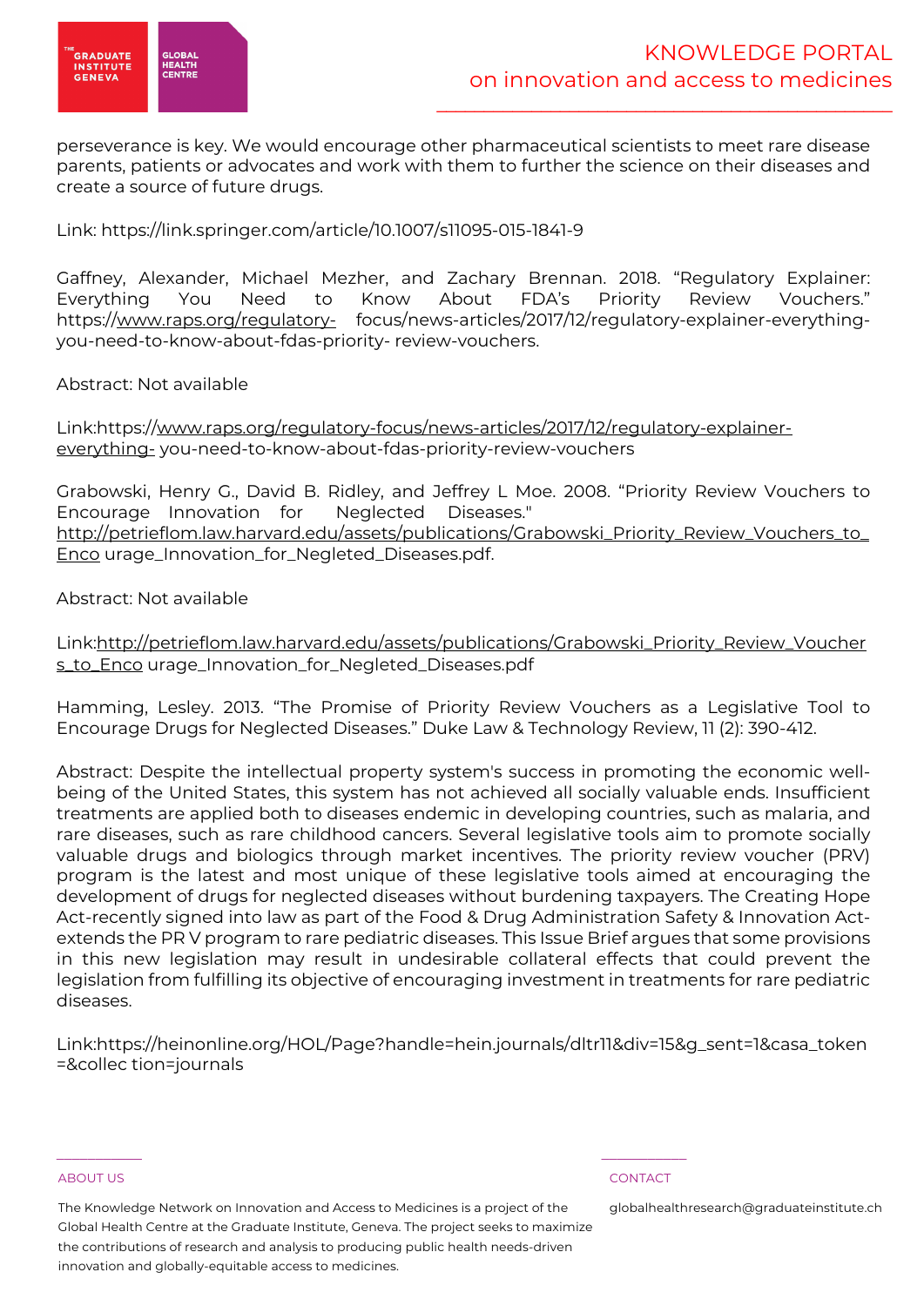perseverance is key. We would encourage other pharmaceutical scientists to meet rare disease parents, patients or advocates and work with them to further the science on their diseases and create a source of future drugs.

Link: https://link.springer.com/article/10.1007/s11095-015-1841-9

Gaffney, Alexander, Michael Mezher, and Zachary Brennan. 2018. "Regulatory Explainer: Everything You Need to Know About FDA's Priority Review Vouchers." https://www.raps.org/regulatory- focus/news-articles/2017/12/regulatory-explainer-everything-you-need-to-know-about-fdas-priority- review-vouchers.

Abstract: Not available

Link:https://www.raps.org/regulatory-focus/news-articles/2017/12/regulatory-explainer-everything- you-need-to-know-about-fdas-priority-review-vouchers

Grabowski, Henry G., David B. Ridley, and Jeffrey L Moe. 2008. "Priority Review Vouchers to Encourage Innovation for Neglected Diseases." http://petrieflom.law.harvard.edu/assets/publications/Grabowski_Priority_Review_Vouchers_to_Enco urage_Innovation_for_Negleted_Diseases.pdf.

Abstract: Not available

Link:http://petrieflom.law.harvard.edu/assets/publications/Grabowski_Priority_Review_Vouchers_to_Enco urage_Innovation_for_Negleted_Diseases.pdf

Hamming, Lesley. 2013. "The Promise of Priority Review Vouchers as a Legislative Tool to Encourage Drugs for Neglected Diseases." Duke Law & Technology Review, 11 (2): 390-412.

Abstract: Despite the intellectual property system's success in promoting the economic well-being of the United States, this system has not achieved all socially valuable ends. Insufficient treatments are applied both to diseases endemic in developing countries, such as malaria, and rare diseases, such as rare childhood cancers. Several legislative tools aim to promote socially valuable drugs and biologics through market incentives. The priority review voucher (PRV) program is the latest and most unique of these legislative tools aimed at encouraging the development of drugs for neglected diseases without burdening taxpayers. The Creating Hope Act-recently signed into law as part of the Food & Drug Administration Safety & Innovation Act-extends the PR V program to rare pediatric diseases. This Issue Brief argues that some provisions in this new legislation may result in undesirable collateral effects that could prevent the legislation from fulfilling its objective of encouraging investment in treatments for rare pediatric diseases.

Link:https://heinonline.org/HOL/Page?handle=hein.journals/dltr11&div=15&g_sent=1&casa_token=&collec tion=journals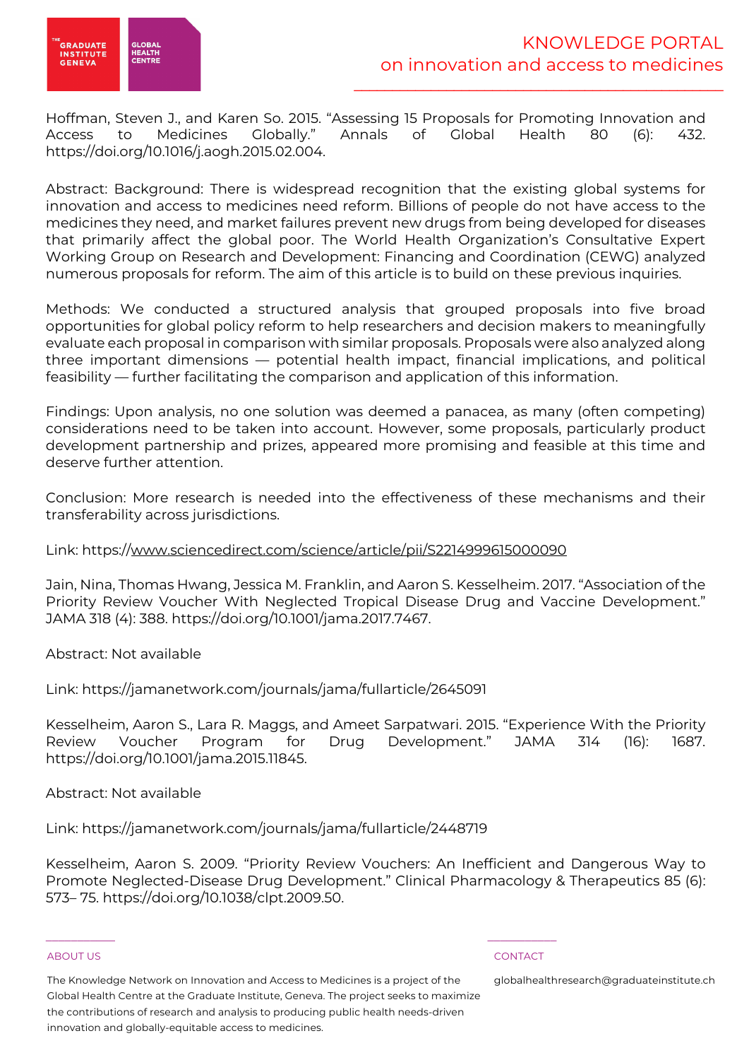Hoffman, Steven J., and Karen So. 2015. "Assessing 15 Proposals for Promoting Innovation and Access to Medicines Globally." Annals of Global Health 80 (6): 432. https://doi.org/10.1016/j.aogh.2015.02.004.

Abstract: Background: There is widespread recognition that the existing global systems for innovation and access to medicines need reform. Billions of people do not have access to the medicines they need, and market failures prevent new drugs from being developed for diseases that primarily affect the global poor. The World Health Organization's Consultative Expert Working Group on Research and Development: Financing and Coordination (CEWG) analyzed numerous proposals for reform. The aim of this article is to build on these previous inquiries.

Methods: We conducted a structured analysis that grouped proposals into five broad opportunities for global policy reform to help researchers and decision makers to meaningfully evaluate each proposal in comparison with similar proposals. Proposals were also analyzed along three important dimensions — potential health impact, financial implications, and political feasibility — further facilitating the comparison and application of this information.

Findings: Upon analysis, no one solution was deemed a panacea, as many (often competing) considerations need to be taken into account. However, some proposals, particularly product development partnership and prizes, appeared more promising and feasible at this time and deserve further attention.

Conclusion: More research is needed into the effectiveness of these mechanisms and their transferability across jurisdictions.

Link: https://www.sciencedirect.com/science/article/pii/S2214999615000090

Jain, Nina, Thomas Hwang, Jessica M. Franklin, and Aaron S. Kesselheim. 2017. "Association of the Priority Review Voucher With Neglected Tropical Disease Drug and Vaccine Development." JAMA 318 (4): 388. https://doi.org/10.1001/jama.2017.7467.

Abstract: Not available

Link: https://jamanetwork.com/journals/jama/fullarticle/2645091

Kesselheim, Aaron S., Lara R. Maggs, and Ameet Sarpatwari. 2015. "Experience With the Priority Review Voucher Program for Drug Development." JAMA 314 (16): 1687. https://doi.org/10.1001/jama.2015.11845.

Abstract: Not available

Link: https://jamanetwork.com/journals/jama/fullarticle/2448719

Kesselheim, Aaron S. 2009. "Priority Review Vouchers: An Inefficient and Dangerous Way to Promote Neglected-Disease Drug Development." Clinical Pharmacology & Therapeutics 85 (6): 573– 75. https://doi.org/10.1038/clpt.2009.50.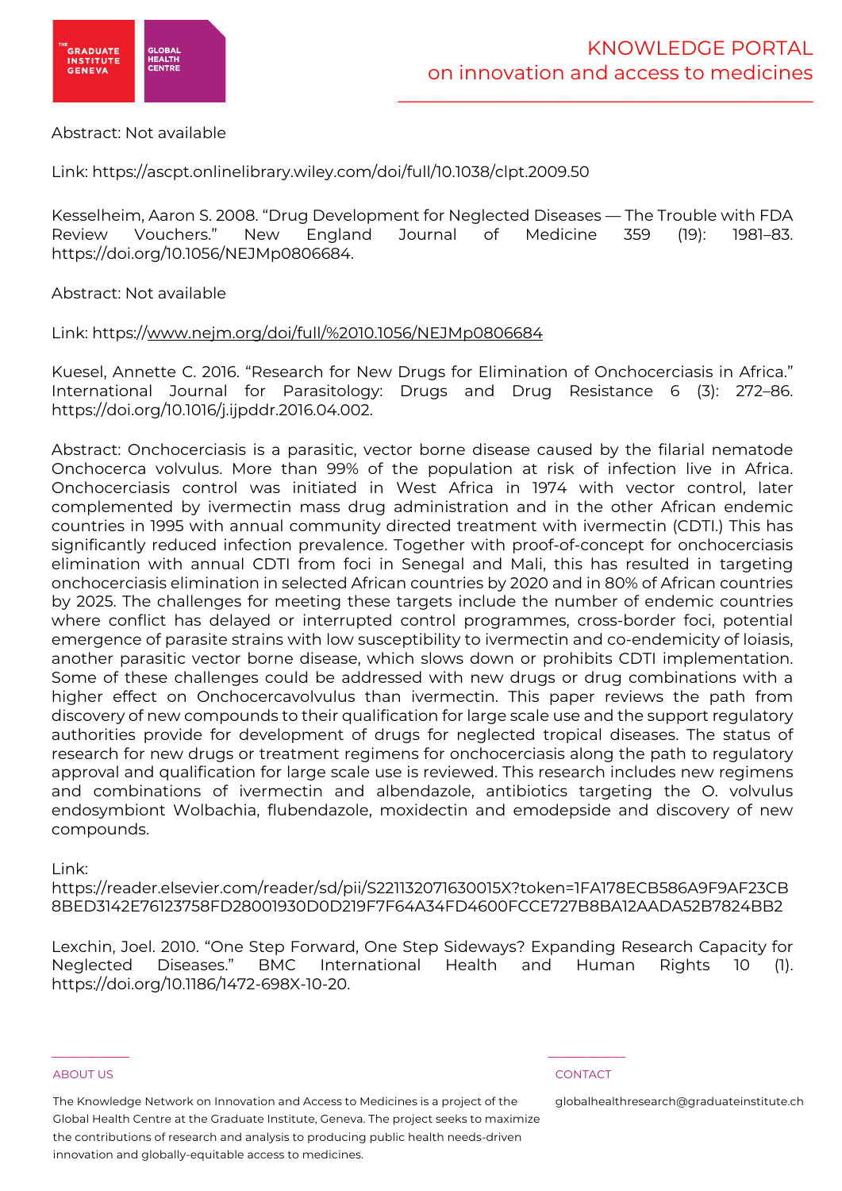Abstract: Not available

Link: https://ascpt.onlinelibrary.wiley.com/doi/full/10.1038/clpt.2009.50

Kesselheim, Aaron S. 2008. "Drug Development for Neglected Diseases — The Trouble with FDA Review Vouchers." New England Journal of Medicine 359 (19): 1981–83. https://doi.org/10.1056/NEJMp0806684.

Abstract: Not available

Link: https://www.nejm.org/doi/full/%2010.1056/NEJMp0806684

Kuesel, Annette C. 2016. "Research for New Drugs for Elimination of Onchocerciasis in Africa." International Journal for Parasitology: Drugs and Drug Resistance 6 (3): 272–86. https://doi.org/10.1016/j.ijpddr.2016.04.002.

Abstract: Onchocerciasis is a parasitic, vector borne disease caused by the filarial nematode Onchocerca volvulus. More than 99% of the population at risk of infection live in Africa. Onchocerciasis control was initiated in West Africa in 1974 with vector control, later complemented by ivermectin mass drug administration and in the other African endemic countries in 1995 with annual community directed treatment with ivermectin (CDTI.) This has significantly reduced infection prevalence. Together with proof-of-concept for onchocerciasis elimination with annual CDTI from foci in Senegal and Mali, this has resulted in targeting onchocerciasis elimination in selected African countries by 2020 and in 80% of African countries by 2025. The challenges for meeting these targets include the number of endemic countries where conflict has delayed or interrupted control programmes, cross-border foci, potential emergence of parasite strains with low susceptibility to ivermectin and co-endemicity of loiasis, another parasitic vector borne disease, which slows down or prohibits CDTI implementation. Some of these challenges could be addressed with new drugs or drug combinations with a higher effect on Onchocercavolvulus than ivermectin. This paper reviews the path from discovery of new compounds to their qualification for large scale use and the support regulatory authorities provide for development of drugs for neglected tropical diseases. The status of research for new drugs or treatment regimens for onchocerciasis along the path to regulatory approval and qualification for large scale use is reviewed. This research includes new regimens and combinations of ivermectin and albendazole, antibiotics targeting the O. volvulus endosymbiont Wolbachia, flubendazole, moxidectin and emodepside and discovery of new compounds.

Link: https://reader.elsevier.com/reader/sd/pii/S221132071630015X?token=1FA178ECB586A9F9AF23CB8BED3142E76123758FD28001930D0D219F7F64A34FD4600FCCE727B8BA12AADA52B7824BB2

Lexchin, Joel. 2010. "One Step Forward, One Step Sideways? Expanding Research Capacity for Neglected Diseases." BMC International Health and Human Rights 10 (1). https://doi.org/10.1186/1472-698X-10-20.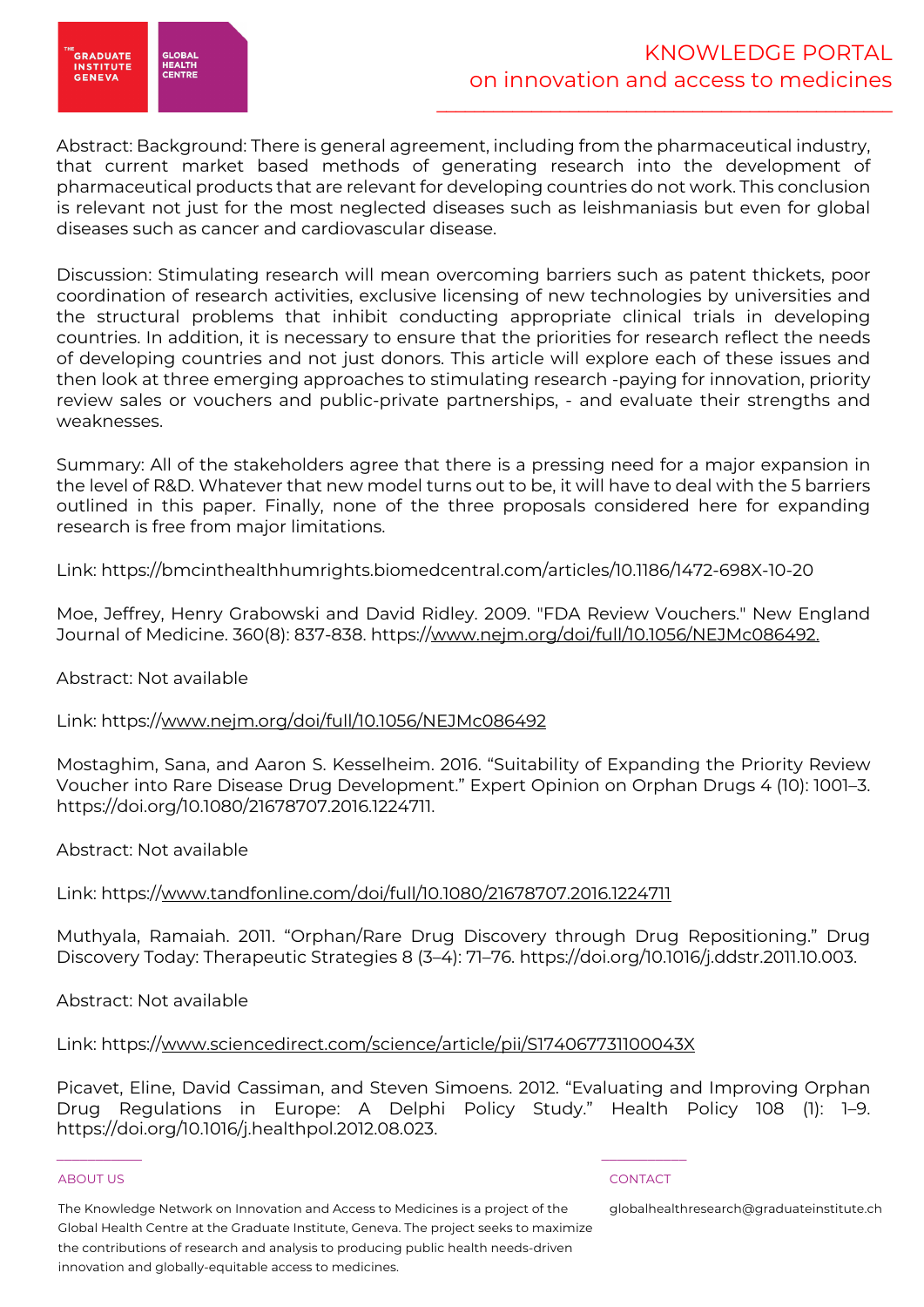Abstract: Background: There is general agreement, including from the pharmaceutical industry, that current market based methods of generating research into the development of pharmaceutical products that are relevant for developing countries do not work. This conclusion is relevant not just for the most neglected diseases such as leishmaniasis but even for global diseases such as cancer and cardiovascular disease.

Discussion: Stimulating research will mean overcoming barriers such as patent thickets, poor coordination of research activities, exclusive licensing of new technologies by universities and the structural problems that inhibit conducting appropriate clinical trials in developing countries. In addition, it is necessary to ensure that the priorities for research reflect the needs of developing countries and not just donors. This article will explore each of these issues and then look at three emerging approaches to stimulating research -paying for innovation, priority review sales or vouchers and public-private partnerships, - and evaluate their strengths and weaknesses.

Summary: All of the stakeholders agree that there is a pressing need for a major expansion in the level of R&D. Whatever that new model turns out to be, it will have to deal with the 5 barriers outlined in this paper. Finally, none of the three proposals considered here for expanding research is free from major limitations.

Link: https://bmcinthealthhumrights.biomedcentral.com/articles/10.1186/1472-698X-10-20

Moe, Jeffrey, Henry Grabowski and David Ridley. 2009. "FDA Review Vouchers." New England Journal of Medicine. 360(8): 837-838. https://www.nejm.org/doi/full/10.1056/NEJMc086492.

Abstract: Not available

Link: https://www.nejm.org/doi/full/10.1056/NEJMc086492

Mostaghim, Sana, and Aaron S. Kesselheim. 2016. "Suitability of Expanding the Priority Review Voucher into Rare Disease Drug Development." Expert Opinion on Orphan Drugs 4 (10): 1001–3. https://doi.org/10.1080/21678707.2016.1224711.

Abstract: Not available

Link: https://www.tandfonline.com/doi/full/10.1080/21678707.2016.1224711

Muthyala, Ramaiah. 2011. "Orphan/Rare Drug Discovery through Drug Repositioning." Drug Discovery Today: Therapeutic Strategies 8 (3–4): 71–76. https://doi.org/10.1016/j.ddstr.2011.10.003.

Abstract: Not available

Link: https://www.sciencedirect.com/science/article/pii/S174067731100043X

Picavet, Eline, David Cassiman, and Steven Simoens. 2012. "Evaluating and Improving Orphan Drug Regulations in Europe: A Delphi Policy Study." Health Policy 108 (1): 1–9. https://doi.org/10.1016/j.healthpol.2012.08.023.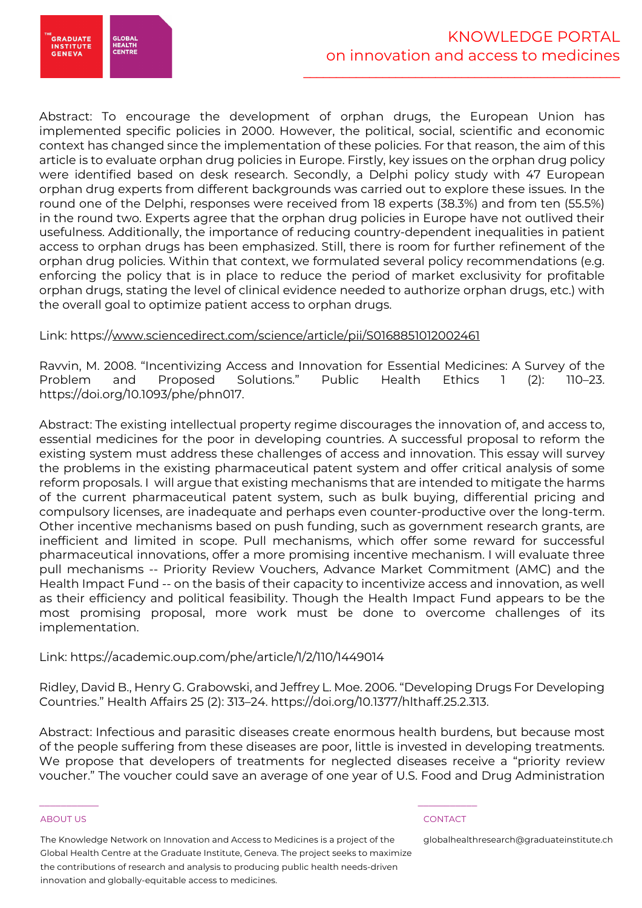Abstract: To encourage the development of orphan drugs, the European Union has implemented specific policies in 2000. However, the political, social, scientific and economic context has changed since the implementation of these policies. For that reason, the aim of this article is to evaluate orphan drug policies in Europe. Firstly, key issues on the orphan drug policy were identified based on desk research. Secondly, a Delphi policy study with 47 European orphan drug experts from different backgrounds was carried out to explore these issues. In the round one of the Delphi, responses were received from 18 experts (38.3%) and from ten (55.5%) in the round two. Experts agree that the orphan drug policies in Europe have not outlived their usefulness. Additionally, the importance of reducing country-dependent inequalities in patient access to orphan drugs has been emphasized. Still, there is room for further refinement of the orphan drug policies. Within that context, we formulated several policy recommendations (e.g. enforcing the policy that is in place to reduce the period of market exclusivity for profitable orphan drugs, stating the level of clinical evidence needed to authorize orphan drugs, etc.) with the overall goal to optimize patient access to orphan drugs.

Link: https://www.sciencedirect.com/science/article/pii/S0168851012002461

Ravvin, M. 2008. "Incentivizing Access and Innovation for Essential Medicines: A Survey of the Problem and Proposed Solutions." Public Health Ethics 1 (2): 110–23. https://doi.org/10.1093/phe/phn017.

Abstract: The existing intellectual property regime discourages the innovation of, and access to, essential medicines for the poor in developing countries. A successful proposal to reform the existing system must address these challenges of access and innovation. This essay will survey the problems in the existing pharmaceutical patent system and offer critical analysis of some reform proposals. I will argue that existing mechanisms that are intended to mitigate the harms of the current pharmaceutical patent system, such as bulk buying, differential pricing and compulsory licenses, are inadequate and perhaps even counter-productive over the long-term. Other incentive mechanisms based on push funding, such as government research grants, are inefficient and limited in scope. Pull mechanisms, which offer some reward for successful pharmaceutical innovations, offer a more promising incentive mechanism. I will evaluate three pull mechanisms -- Priority Review Vouchers, Advance Market Commitment (AMC) and the Health Impact Fund -- on the basis of their capacity to incentivize access and innovation, as well as their efficiency and political feasibility. Though the Health Impact Fund appears to be the most promising proposal, more work must be done to overcome challenges of its implementation.

Link: https://academic.oup.com/phe/article/1/2/110/1449014

Ridley, David B., Henry G. Grabowski, and Jeffrey L. Moe. 2006. "Developing Drugs For Developing Countries." Health Affairs 25 (2): 313–24. https://doi.org/10.1377/hlthaff.25.2.313.

Abstract: Infectious and parasitic diseases create enormous health burdens, but because most of the people suffering from these diseases are poor, little is invested in developing treatments. We propose that developers of treatments for neglected diseases receive a "priority review voucher." The voucher could save an average of one year of U.S. Food and Drug Administration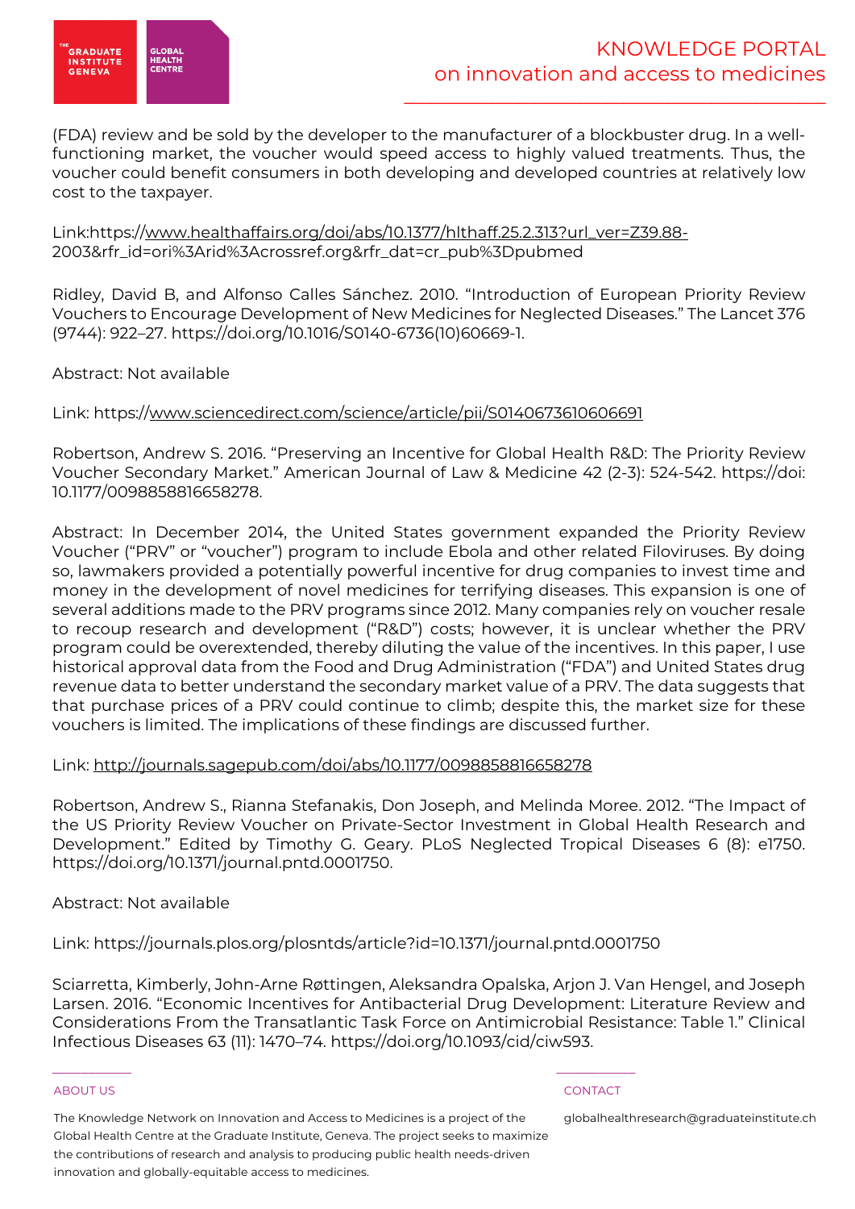(FDA) review and be sold by the developer to the manufacturer of a blockbuster drug. In a well-functioning market, the voucher would speed access to highly valued treatments. Thus, the voucher could benefit consumers in both developing and developed countries at relatively low cost to the taxpayer.

Link:https://www.healthaffairs.org/doi/abs/10.1377/hlthaff.25.2.313?url_ver=Z39.88-2003&rfr_id=ori%3Arid%3Acrossref.org&rfr_dat=cr_pub%3Dpubmed

Ridley, David B, and Alfonso Calles Sánchez. 2010. "Introduction of European Priority Review Vouchers to Encourage Development of New Medicines for Neglected Diseases." The Lancet 376 (9744): 922–27. https://doi.org/10.1016/S0140-6736(10)60669-1.

Abstract: Not available

Link: https://www.sciencedirect.com/science/article/pii/S0140673610606691

Robertson, Andrew S. 2016. "Preserving an Incentive for Global Health R&D: The Priority Review Voucher Secondary Market." American Journal of Law & Medicine 42 (2-3): 524-542. https://doi: 10.1177/0098858816658278.

Abstract: In December 2014, the United States government expanded the Priority Review Voucher ("PRV" or "voucher") program to include Ebola and other related Filoviruses. By doing so, lawmakers provided a potentially powerful incentive for drug companies to invest time and money in the development of novel medicines for terrifying diseases. This expansion is one of several additions made to the PRV programs since 2012. Many companies rely on voucher resale to recoup research and development ("R&D") costs; however, it is unclear whether the PRV program could be overextended, thereby diluting the value of the incentives. In this paper, I use historical approval data from the Food and Drug Administration ("FDA") and United States drug revenue data to better understand the secondary market value of a PRV. The data suggests that that purchase prices of a PRV could continue to climb; despite this, the market size for these vouchers is limited. The implications of these findings are discussed further.

Link: http://journals.sagepub.com/doi/abs/10.1177/0098858816658278

Robertson, Andrew S., Rianna Stefanakis, Don Joseph, and Melinda Moree. 2012. "The Impact of the US Priority Review Voucher on Private-Sector Investment in Global Health Research and Development." Edited by Timothy G. Geary. PLoS Neglected Tropical Diseases 6 (8): e1750. https://doi.org/10.1371/journal.pntd.0001750.

Abstract: Not available

Link: https://journals.plos.org/plosntds/article?id=10.1371/journal.pntd.0001750

Sciarretta, Kimberly, John-Arne Røttingen, Aleksandra Opalska, Arjon J. Van Hengel, and Joseph Larsen. 2016. "Economic Incentives for Antibacterial Drug Development: Literature Review and Considerations From the Transatlantic Task Force on Antimicrobial Resistance: Table 1." Clinical Infectious Diseases 63 (11): 1470–74. https://doi.org/10.1093/cid/ciw593.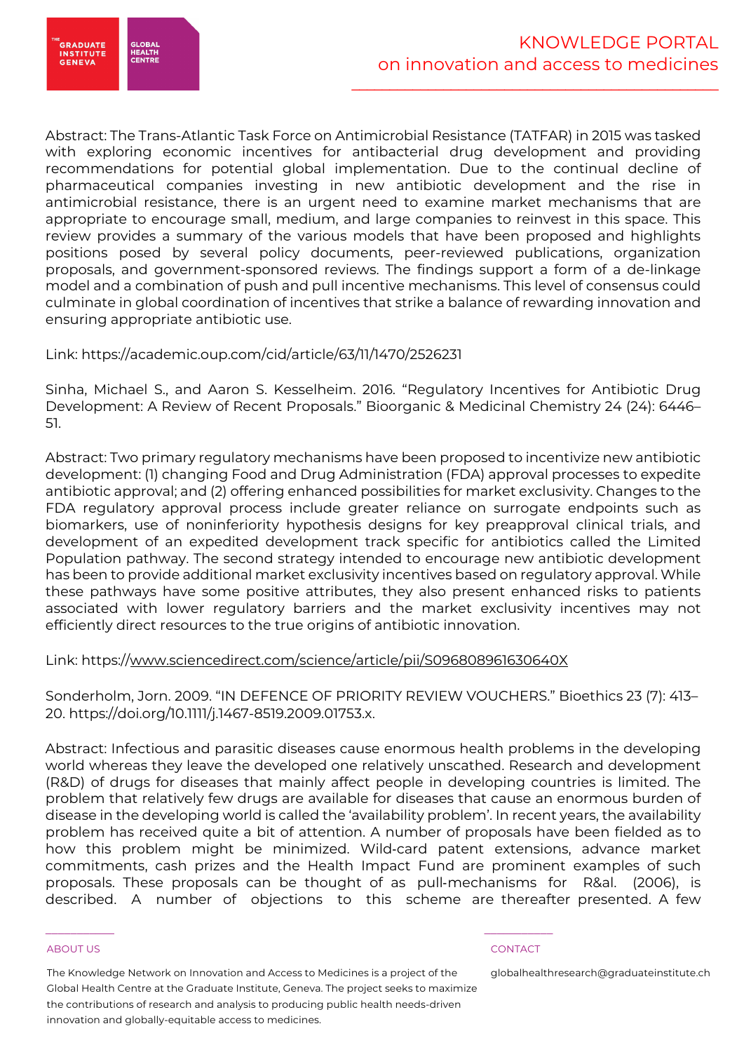Abstract: The Trans-Atlantic Task Force on Antimicrobial Resistance (TATFAR) in 2015 was tasked with exploring economic incentives for antibacterial drug development and providing recommendations for potential global implementation. Due to the continual decline of pharmaceutical companies investing in new antibiotic development and the rise in antimicrobial resistance, there is an urgent need to examine market mechanisms that are appropriate to encourage small, medium, and large companies to reinvest in this space. This review provides a summary of the various models that have been proposed and highlights positions posed by several policy documents, peer-reviewed publications, organization proposals, and government-sponsored reviews. The findings support a form of a de-linkage model and a combination of push and pull incentive mechanisms. This level of consensus could culminate in global coordination of incentives that strike a balance of rewarding innovation and ensuring appropriate antibiotic use.

Link: https://academic.oup.com/cid/article/63/11/1470/2526231

Sinha, Michael S., and Aaron S. Kesselheim. 2016. "Regulatory Incentives for Antibiotic Drug Development: A Review of Recent Proposals." Bioorganic & Medicinal Chemistry 24 (24): 6446–51.

Abstract: Two primary regulatory mechanisms have been proposed to incentivize new antibiotic development: (1) changing Food and Drug Administration (FDA) approval processes to expedite antibiotic approval; and (2) offering enhanced possibilities for market exclusivity. Changes to the FDA regulatory approval process include greater reliance on surrogate endpoints such as biomarkers, use of noninferiority hypothesis designs for key preapproval clinical trials, and development of an expedited development track specific for antibiotics called the Limited Population pathway. The second strategy intended to encourage new antibiotic development has been to provide additional market exclusivity incentives based on regulatory approval. While these pathways have some positive attributes, they also present enhanced risks to patients associated with lower regulatory barriers and the market exclusivity incentives may not efficiently direct resources to the true origins of antibiotic innovation.

Link: https://www.sciencedirect.com/science/article/pii/S096808961630640X

Sonderholm, Jorn. 2009. "IN DEFENCE OF PRIORITY REVIEW VOUCHERS." Bioethics 23 (7): 413–20. https://doi.org/10.1111/j.1467-8519.2009.01753.x.

Abstract: Infectious and parasitic diseases cause enormous health problems in the developing world whereas they leave the developed one relatively unscathed. Research and development (R&D) of drugs for diseases that mainly affect people in developing countries is limited. The problem that relatively few drugs are available for diseases that cause an enormous burden of disease in the developing world is called the 'availability problem'. In recent years, the availability problem has received quite a bit of attention. A number of proposals have been fielded as to how this problem might be minimized. Wild-card patent extensions, advance market commitments, cash prizes and the Health Impact Fund are prominent examples of such proposals. These proposals can be thought of as pull-mechanisms for R&al. (2006), is described. A number of objections to this scheme are thereafter presented. A few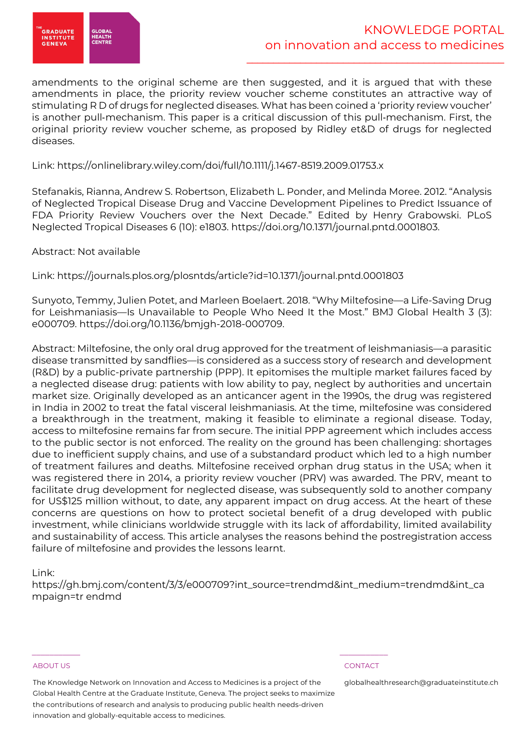amendments to the original scheme are then suggested, and it is argued that with these amendments in place, the priority review voucher scheme constitutes an attractive way of stimulating R D of drugs for neglected diseases. What has been coined a 'priority review voucher' is another pull-mechanism. This paper is a critical discussion of this pull-mechanism. First, the original priority review voucher scheme, as proposed by Ridley et&D of drugs for neglected diseases.

Link: https://onlinelibrary.wiley.com/doi/full/10.1111/j.1467-8519.2009.01753.x

Stefanakis, Rianna, Andrew S. Robertson, Elizabeth L. Ponder, and Melinda Moree. 2012. "Analysis of Neglected Tropical Disease Drug and Vaccine Development Pipelines to Predict Issuance of FDA Priority Review Vouchers over the Next Decade." Edited by Henry Grabowski. PLoS Neglected Tropical Diseases 6 (10): e1803. https://doi.org/10.1371/journal.pntd.0001803.

Abstract: Not available

Link: https://journals.plos.org/plosntds/article?id=10.1371/journal.pntd.0001803

Sunyoto, Temmy, Julien Potet, and Marleen Boelaert. 2018. "Why Miltefosine—a Life-Saving Drug for Leishmaniasis—Is Unavailable to People Who Need It the Most." BMJ Global Health 3 (3): e000709. https://doi.org/10.1136/bmjgh-2018-000709.

Abstract: Miltefosine, the only oral drug approved for the treatment of leishmaniasis—a parasitic disease transmitted by sandflies—is considered as a success story of research and development (R&D) by a public-private partnership (PPP). It epitomises the multiple market failures faced by a neglected disease drug: patients with low ability to pay, neglect by authorities and uncertain market size. Originally developed as an anticancer agent in the 1990s, the drug was registered in India in 2002 to treat the fatal visceral leishmaniasis. At the time, miltefosine was considered a breakthrough in the treatment, making it feasible to eliminate a regional disease. Today, access to miltefosine remains far from secure. The initial PPP agreement which includes access to the public sector is not enforced. The reality on the ground has been challenging: shortages due to inefficient supply chains, and use of a substandard product which led to a high number of treatment failures and deaths. Miltefosine received orphan drug status in the USA; when it was registered there in 2014, a priority review voucher (PRV) was awarded. The PRV, meant to facilitate drug development for neglected disease, was subsequently sold to another company for US$125 million without, to date, any apparent impact on drug access. At the heart of these concerns are questions on how to protect societal benefit of a drug developed with public investment, while clinicians worldwide struggle with its lack of affordability, limited availability and sustainability of access. This article analyses the reasons behind the postregistration access failure of miltefosine and provides the lessons learnt.

Link:
https://gh.bmj.com/content/3/3/e000709?int_source=trendmd&int_medium=trendmd&int_campaign=tr endmd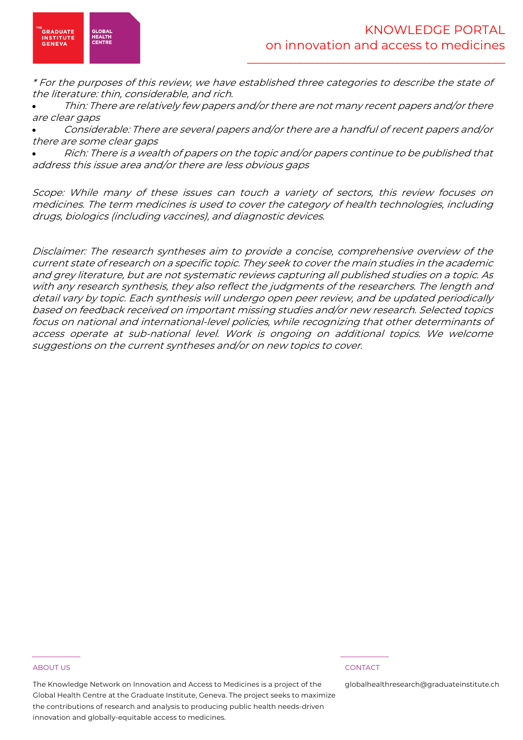*\* For the purposes of this review, we have established three categories to describe the state of the literature: thin, considerable, and rich.*

- *Thin: There are relatively few papers and/or there are not many recent papers and/or there are clear gaps*
- *Considerable: There are several papers and/or there are a handful of recent papers and/or there are some clear gaps*
- *Rich: There is a wealth of papers on the topic and/or papers continue to be published that address this issue area and/or there are less obvious gaps*

*Scope: While many of these issues can touch a variety of sectors, this review focuses on medicines. The term medicines is used to cover the category of health technologies, including drugs, biologics (including vaccines), and diagnostic devices.*

*Disclaimer: The research syntheses aim to provide a concise, comprehensive overview of the current state of research on a specific topic. They seek to cover the main studies in the academic and grey literature, but are not systematic reviews capturing all published studies on a topic. As with any research synthesis, they also reflect the judgments of the researchers. The length and detail vary by topic. Each synthesis will undergo open peer review, and be updated periodically based on feedback received on important missing studies and/or new research. Selected topics focus on national and international-level policies, while recognizing that other determinants of access operate at sub-national level. Work is ongoing on additional topics. We welcome suggestions on the current syntheses and/or on new topics to cover.*

ABOUT US

The Knowledge Network on Innovation and Access to Medicines is a project of the Global Health Centre at the Graduate Institute, Geneva. The project seeks to maximize the contributions of research and analysis to producing public health needs-driven innovation and globally-equitable access to medicines.

CONTACT

globalhealthresearch@graduateinstitute.ch